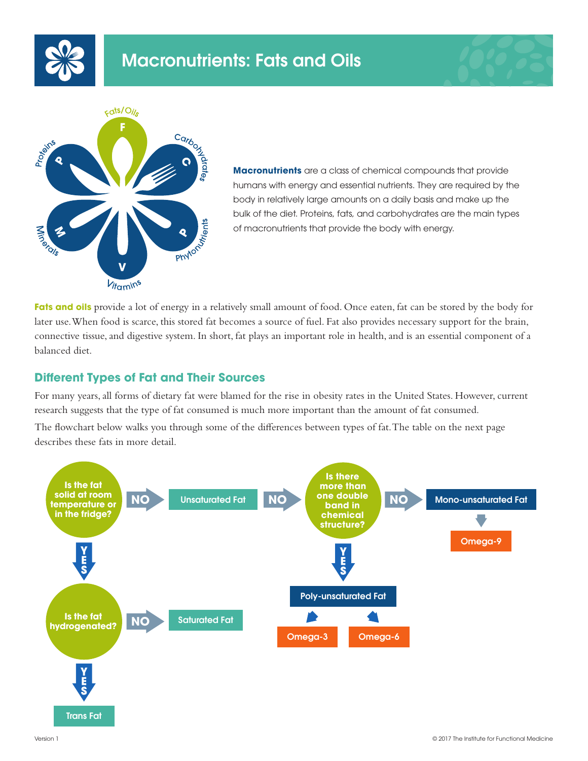# Macronutrients: Fats and Oils

**Macronutrients** are a class of chemical compounds that provide humans with energy and essential nutrients. They are required by the body in relatively large amounts on a daily basis and make up the bulk of the diet. Proteins, fats, and carbohydrates are the main types of macronutrients that provide the body with energy.

**Fats and oils** provide a lot of energy in a relatively small amount of food. Once eaten, fat can be stored by the body for later use. When food is scarce, this stored fat becomes a source of fuel. Fat also provides necessary support for the brain, connective tissue, and digestive system. In short, fat plays an important role in health, and is an essential component of a balanced diet.

## Different Types of Fat and Their Sources

For many years, all forms of dietary fat were blamed for the rise in obesity rates in the United States. However, current research suggests that the type of fat consumed is much more important than the amount of fat consumed.

The flowchart below walks you through some of the differences between types of fat. The table on the next page describes these fats in more detail.

- **Is the fat solid at room temperature or in the fridge?**
  - NO → Unsaturated Fat
    - **Is there more than one double band in chemical structure?**
      - NO → Mono-unsaturated Fat → Omega-9
      - YES → Poly-unsaturated Fat → Omega-3, Omega-6
  - YES → **Is the fat hydrogenated?**
    - NO → Saturated Fat
    - YES → Trans Fat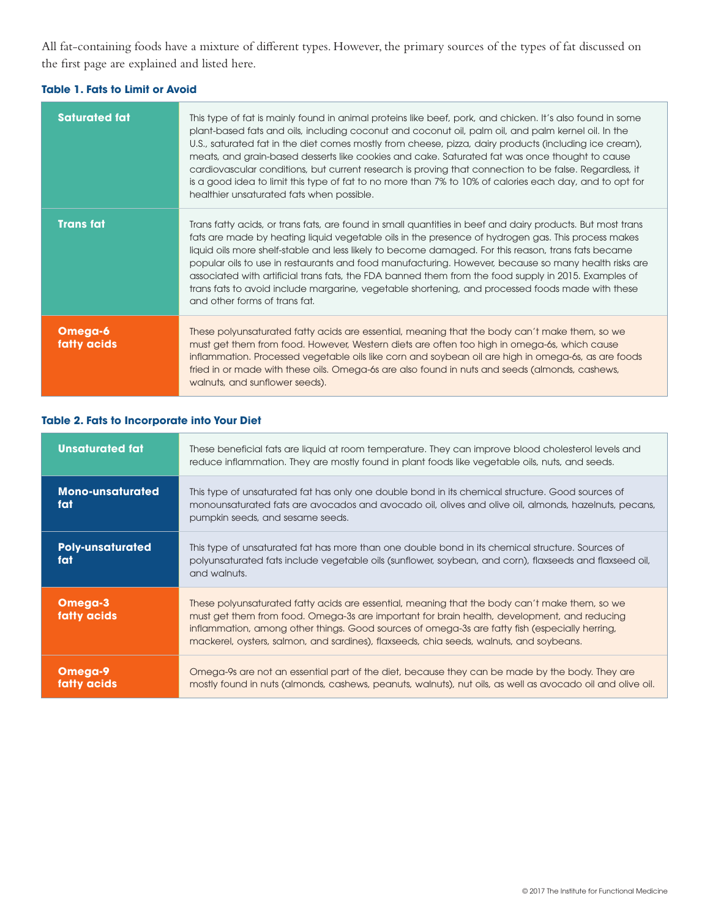All fat-containing foods have a mixture of different types. However, the primary sources of the types of fat discussed on the first page are explained and listed here.

**Table 1. Fats to Limit or Avoid**

| | |
|---|---|
| **Saturated fat** | This type of fat is mainly found in animal proteins like beef, pork, and chicken. It's also found in some plant-based fats and oils, including coconut and coconut oil, palm oil, and palm kernel oil. In the U.S., saturated fat in the diet comes mostly from cheese, pizza, dairy products (including ice cream), meats, and grain-based desserts like cookies and cake. Saturated fat was once thought to cause cardiovascular conditions, but current research is proving that connection to be false. Regardless, it is a good idea to limit this type of fat to no more than 7% to 10% of calories each day, and to opt for healthier unsaturated fats when possible. |
| **Trans fat** | Trans fatty acids, or trans fats, are found in small quantities in beef and dairy products. But most trans fats are made by heating liquid vegetable oils in the presence of hydrogen gas. This process makes liquid oils more shelf-stable and less likely to become damaged. For this reason, trans fats became popular oils to use in restaurants and food manufacturing. However, because so many health risks are associated with artificial trans fats, the FDA banned them from the food supply in 2015. Examples of trans fats to avoid include margarine, vegetable shortening, and processed foods made with these and other forms of trans fat. |
| **Omega-6 fatty acids** | These polyunsaturated fatty acids are essential, meaning that the body can't make them, so we must get them from food. However, Western diets are often too high in omega-6s, which cause inflammation. Processed vegetable oils like corn and soybean oil are high in omega-6s, as are foods fried in or made with these oils. Omega-6s are also found in nuts and seeds (almonds, cashews, walnuts, and sunflower seeds). |

**Table 2. Fats to Incorporate into Your Diet**

| | |
|---|---|
| **Unsaturated fat** | These beneficial fats are liquid at room temperature. They can improve blood cholesterol levels and reduce inflammation. They are mostly found in plant foods like vegetable oils, nuts, and seeds. |
| **Mono-unsaturated fat** | This type of unsaturated fat has only one double bond in its chemical structure. Good sources of monounsaturated fats are avocados and avocado oil, olives and olive oil, almonds, hazelnuts, pecans, pumpkin seeds, and sesame seeds. |
| **Poly-unsaturated fat** | This type of unsaturated fat has more than one double bond in its chemical structure. Sources of polyunsaturated fats include vegetable oils (sunflower, soybean, and corn), flaxseeds and flaxseed oil, and walnuts. |
| **Omega-3 fatty acids** | These polyunsaturated fatty acids are essential, meaning that the body can't make them, so we must get them from food. Omega-3s are important for brain health, development, and reducing inflammation, among other things. Good sources of omega-3s are fatty fish (especially herring, mackerel, oysters, salmon, and sardines), flaxseeds, chia seeds, walnuts, and soybeans. |
| **Omega-9 fatty acids** | Omega-9s are not an essential part of the diet, because they can be made by the body. They are mostly found in nuts (almonds, cashews, peanuts, walnuts), nut oils, as well as avocado oil and olive oil. |

© 2017 The Institute for Functional Medicine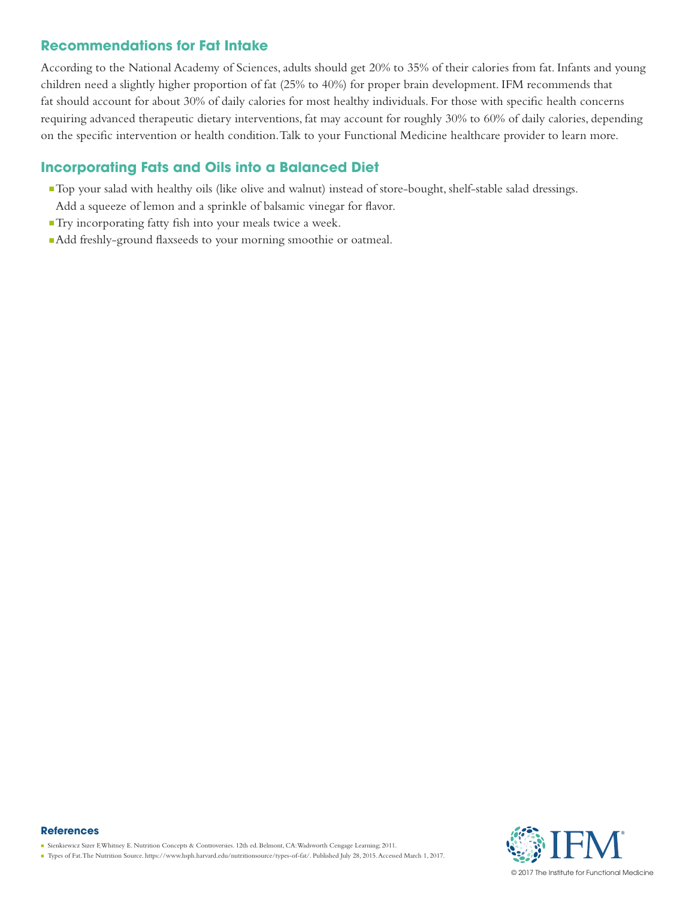## Recommendations for Fat Intake

According to the National Academy of Sciences, adults should get 20% to 35% of their calories from fat. Infants and young children need a slightly higher proportion of fat (25% to 40%) for proper brain development. IFM recommends that fat should account for about 30% of daily calories for most healthy individuals. For those with specific health concerns requiring advanced therapeutic dietary interventions, fat may account for roughly 30% to 60% of daily calories, depending on the specific intervention or health condition. Talk to your Functional Medicine healthcare provider to learn more.

## Incorporating Fats and Oils into a Balanced Diet

- Top your salad with healthy oils (like olive and walnut) instead of store-bought, shelf-stable salad dressings. Add a squeeze of lemon and a sprinkle of balsamic vinegar for flavor.
- Try incorporating fatty fish into your meals twice a week.
- Add freshly-ground flaxseeds to your morning smoothie or oatmeal.

### References

- Sienkiewicz Sizer F, Whitney E. Nutrition Concepts & Controversies. 12th ed. Belmont, CA: Wadsworth Cengage Learning; 2011.
- Types of Fat. The Nutrition Source. https://www.hsph.harvard.edu/nutritionsource/types-of-fat/. Published July 28, 2015. Accessed March 1, 2017.

IFM®

© 2017 The Institute for Functional Medicine